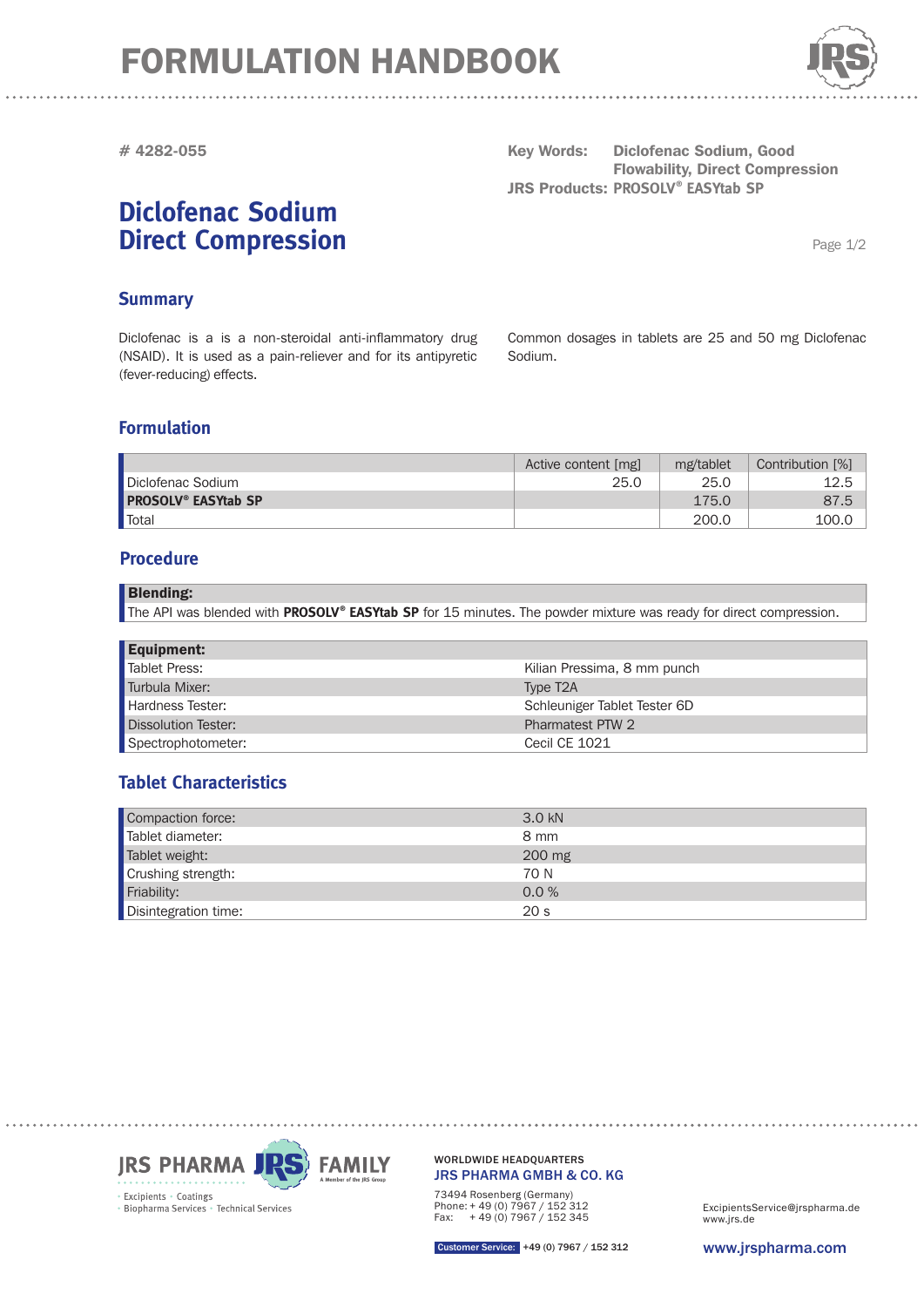# FORMULATION HANDBOOK

**# 4282-055**

**Key Words:** Diclofenac Sodium, Good Flowability, Direct Compression
**JRS Products:** PROSOLV® EASYtab SP

# Diclofenac Sodium Direct Compression

## Summary

Diclofenac is a is a non-steroidal anti-inflammatory drug (NSAID). It is used as a pain-reliever and for its antipyretic (fever-reducing) effects.

Common dosages in tablets are 25 and 50 mg Diclofenac Sodium.

## Formulation

| | Active content [mg] | mg/tablet | Contribution [%] |
|---|---|---|---|
| Diclofenac Sodium | 25.0 | 25.0 | 12.5 |
| **PROSOLV® EASYtab SP** | | 175.0 | 87.5 |
| Total | | 200.0 | 100.0 |

## Procedure

**Blending:**
The API was blended with **PROSOLV® EASYtab SP** for 15 minutes. The powder mixture was ready for direct compression.

| **Equipment:** | |
|---|---|
| Tablet Press: | Kilian Pressima, 8 mm punch |
| Turbula Mixer: | Type T2A |
| Hardness Tester: | Schleuniger Tablet Tester 6D |
| Dissolution Tester: | Pharmatest PTW 2 |
| Spectrophotometer: | Cecil CE 1021 |

## Tablet Characteristics

| | |
|---|---|
| Compaction force: | 3.0 kN |
| Tablet diameter: | 8 mm |
| Tablet weight: | 200 mg |
| Crushing strength: | 70 N |
| Friability: | 0.0 % |
| Disintegration time: | 20 s |

JRS PHARMA FAMILY
Excipients • Coatings • Biopharma Services • Technical Services

WORLDWIDE HEADQUARTERS
JRS PHARMA GMBH & CO. KG
73494 Rosenberg (Germany)
Phone: + 49 (0) 7967 / 152 312
Fax: + 49 (0) 7967 / 152 345

Customer Service: +49 (0) 7967 / 152 312

ExcipientsService@jrspharma.de
www.jrs.de

www.jrspharma.com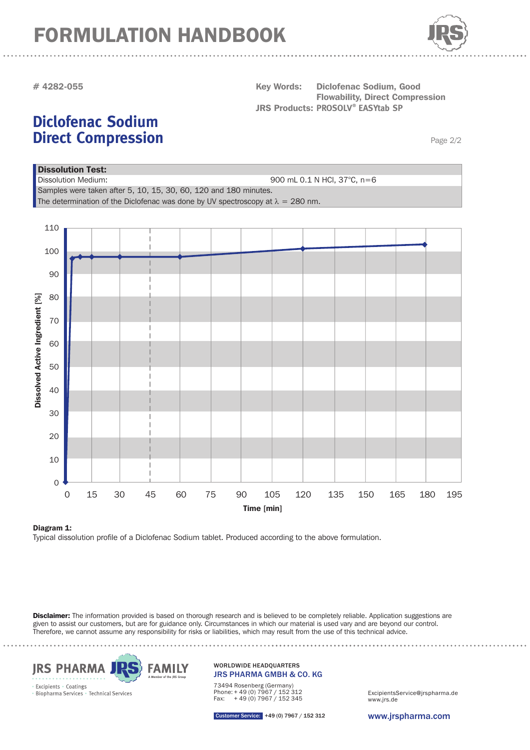# FORMULATION HANDBOOK

# 4282-055

Key Words: Diclofenac Sodium, Good Flowability, Direct Compression

JRS Products: PROSOLV® EASYtab SP

## Diclofenac Sodium Direct Compression

| | |
|---|---|
| **Dissolution Test:** | |
| Dissolution Medium: | 900 mL 0.1 N HCl, 37°C, n=6 |
| Samples were taken after 5, 10, 15, 30, 60, 120 and 180 minutes. | |
| The determination of the Diclofenac was done by UV spectroscopy at $\lambda$ = 280 nm. | |

Dissolved Active Ingredient [%]

110
100
90
80
70
60
50
40
30
20
10
0

0 15 30 45 60 75 90 105 120 135 150 165 180 195

Time [min]

**Diagram 1:**
Typical dissolution profile of a Diclofenac Sodium tablet. Produced according to the above formulation.

**Disclaimer:** The information provided is based on thorough research and is believed to be completely reliable. Application suggestions are given to assist our customers, but are for guidance only. Circumstances in which our material is used vary and are beyond our control. Therefore, we cannot assume any responsibility for risks or liabilities, which may result from the use of this technical advice.

JRS PHARMA JRS FAMILY
A Member of the JRS Group
Excipients • Coatings
Biopharma Services • Technical Services

WORLDWIDE HEADQUARTERS
JRS PHARMA GMBH & CO. KG
73494 Rosenberg (Germany)
Phone: + 49 (0) 7967 / 152 312
Fax: + 49 (0) 7967 / 152 345

Customer Service: +49 (0) 7967 / 152 312

ExcipientsService@jrspharma.de
www.jrs.de

www.jrspharma.com